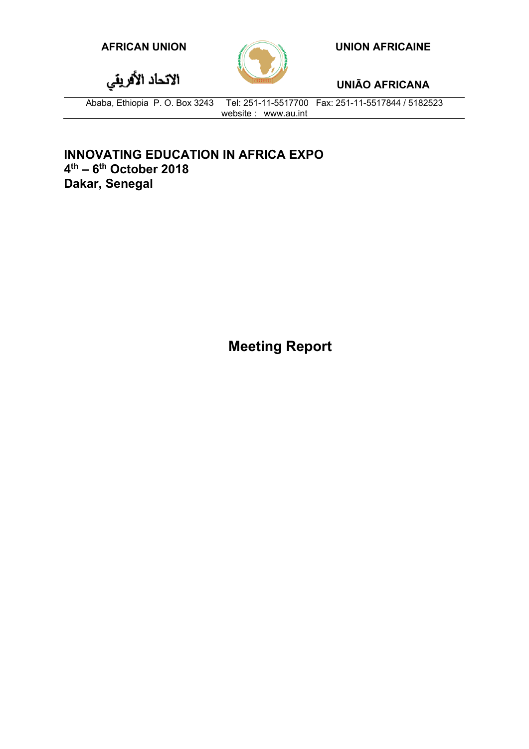**AFRICAN UNION** | **UNION AFRICAINE**

**الاتحاد الأفريقي** | **UNIÃO AFRICANA**

Ababa, Ethiopia P. O. Box 3243 Tel: 251-11-5517700 Fax: 251-11-5517844 / 5182523
website : www.au.int

**INNOVATING EDUCATION IN AFRICA EXPO**
**4th – 6th October 2018**
**Dakar, Senegal**

# Meeting Report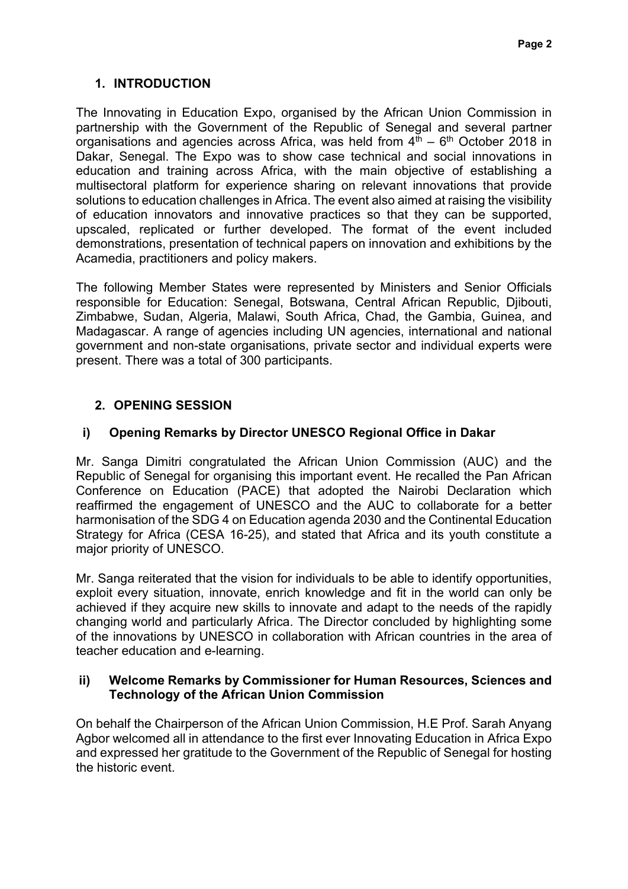## 1. INTRODUCTION

The Innovating in Education Expo, organised by the African Union Commission in partnership with the Government of the Republic of Senegal and several partner organisations and agencies across Africa, was held from 4th – 6th October 2018 in Dakar, Senegal. The Expo was to show case technical and social innovations in education and training across Africa, with the main objective of establishing a multisectoral platform for experience sharing on relevant innovations that provide solutions to education challenges in Africa. The event also aimed at raising the visibility of education innovators and innovative practices so that they can be supported, upscaled, replicated or further developed. The format of the event included demonstrations, presentation of technical papers on innovation and exhibitions by the Acamedia, practitioners and policy makers.

The following Member States were represented by Ministers and Senior Officials responsible for Education: Senegal, Botswana, Central African Republic, Djibouti, Zimbabwe, Sudan, Algeria, Malawi, South Africa, Chad, the Gambia, Guinea, and Madagascar. A range of agencies including UN agencies, international and national government and non-state organisations, private sector and individual experts were present. There was a total of 300 participants.

## 2. OPENING SESSION

### i) Opening Remarks by Director UNESCO Regional Office in Dakar

Mr. Sanga Dimitri congratulated the African Union Commission (AUC) and the Republic of Senegal for organising this important event. He recalled the Pan African Conference on Education (PACE) that adopted the Nairobi Declaration which reaffirmed the engagement of UNESCO and the AUC to collaborate for a better harmonisation of the SDG 4 on Education agenda 2030 and the Continental Education Strategy for Africa (CESA 16-25), and stated that Africa and its youth constitute a major priority of UNESCO.

Mr. Sanga reiterated that the vision for individuals to be able to identify opportunities, exploit every situation, innovate, enrich knowledge and fit in the world can only be achieved if they acquire new skills to innovate and adapt to the needs of the rapidly changing world and particularly Africa. The Director concluded by highlighting some of the innovations by UNESCO in collaboration with African countries in the area of teacher education and e-learning.

### ii) Welcome Remarks by Commissioner for Human Resources, Sciences and Technology of the African Union Commission

On behalf the Chairperson of the African Union Commission, H.E Prof. Sarah Anyang Agbor welcomed all in attendance to the first ever Innovating Education in Africa Expo and expressed her gratitude to the Government of the Republic of Senegal for hosting the historic event.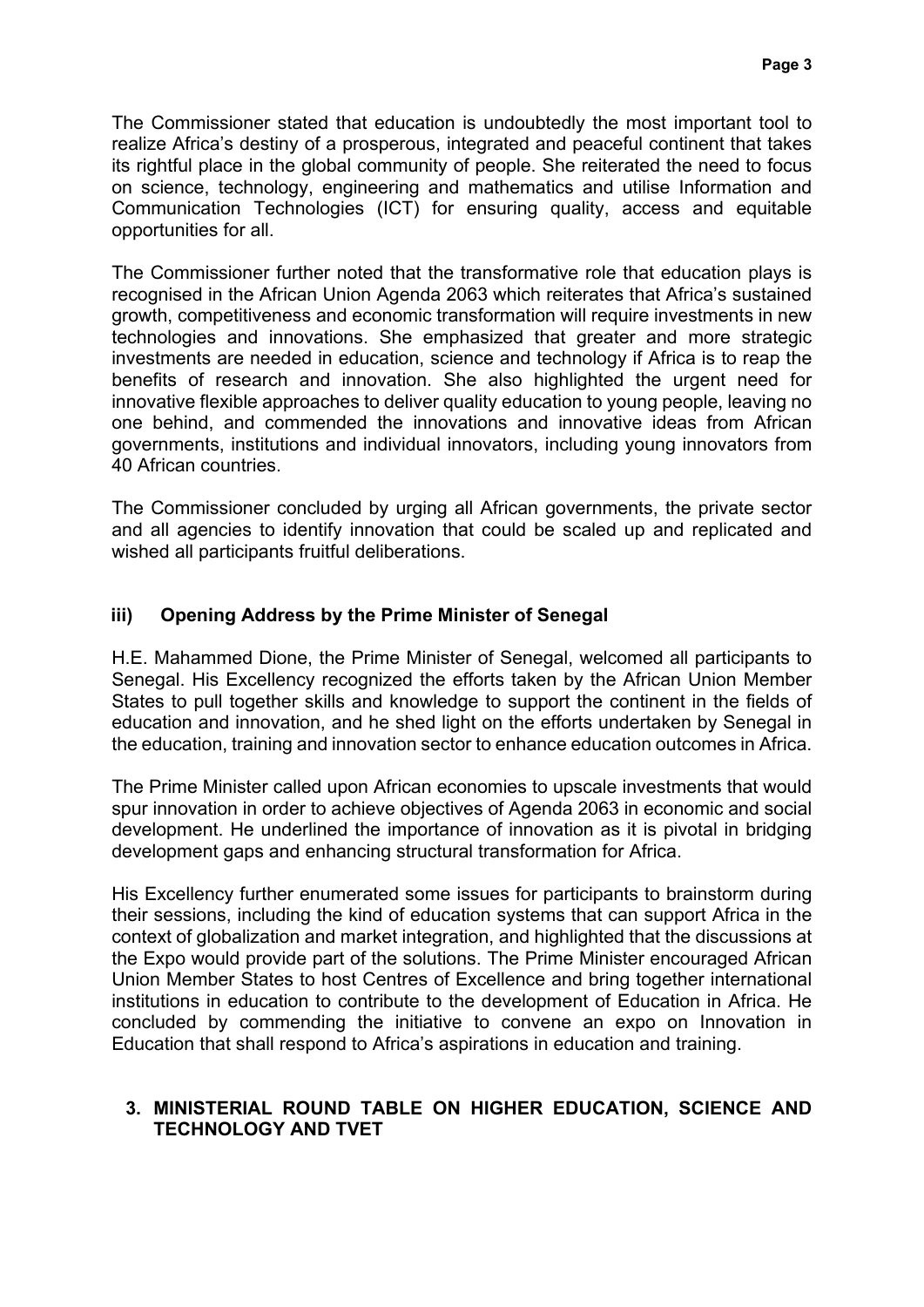The Commissioner stated that education is undoubtedly the most important tool to realize Africa's destiny of a prosperous, integrated and peaceful continent that takes its rightful place in the global community of people. She reiterated the need to focus on science, technology, engineering and mathematics and utilise Information and Communication Technologies (ICT) for ensuring quality, access and equitable opportunities for all.

The Commissioner further noted that the transformative role that education plays is recognised in the African Union Agenda 2063 which reiterates that Africa's sustained growth, competitiveness and economic transformation will require investments in new technologies and innovations. She emphasized that greater and more strategic investments are needed in education, science and technology if Africa is to reap the benefits of research and innovation. She also highlighted the urgent need for innovative flexible approaches to deliver quality education to young people, leaving no one behind, and commended the innovations and innovative ideas from African governments, institutions and individual innovators, including young innovators from 40 African countries.

The Commissioner concluded by urging all African governments, the private sector and all agencies to identify innovation that could be scaled up and replicated and wished all participants fruitful deliberations.

### iii) Opening Address by the Prime Minister of Senegal

H.E. Mahammed Dione, the Prime Minister of Senegal, welcomed all participants to Senegal. His Excellency recognized the efforts taken by the African Union Member States to pull together skills and knowledge to support the continent in the fields of education and innovation, and he shed light on the efforts undertaken by Senegal in the education, training and innovation sector to enhance education outcomes in Africa.

The Prime Minister called upon African economies to upscale investments that would spur innovation in order to achieve objectives of Agenda 2063 in economic and social development. He underlined the importance of innovation as it is pivotal in bridging development gaps and enhancing structural transformation for Africa.

His Excellency further enumerated some issues for participants to brainstorm during their sessions, including the kind of education systems that can support Africa in the context of globalization and market integration, and highlighted that the discussions at the Expo would provide part of the solutions. The Prime Minister encouraged African Union Member States to host Centres of Excellence and bring together international institutions in education to contribute to the development of Education in Africa. He concluded by commending the initiative to convene an expo on Innovation in Education that shall respond to Africa's aspirations in education and training.

## 3. MINISTERIAL ROUND TABLE ON HIGHER EDUCATION, SCIENCE AND TECHNOLOGY AND TVET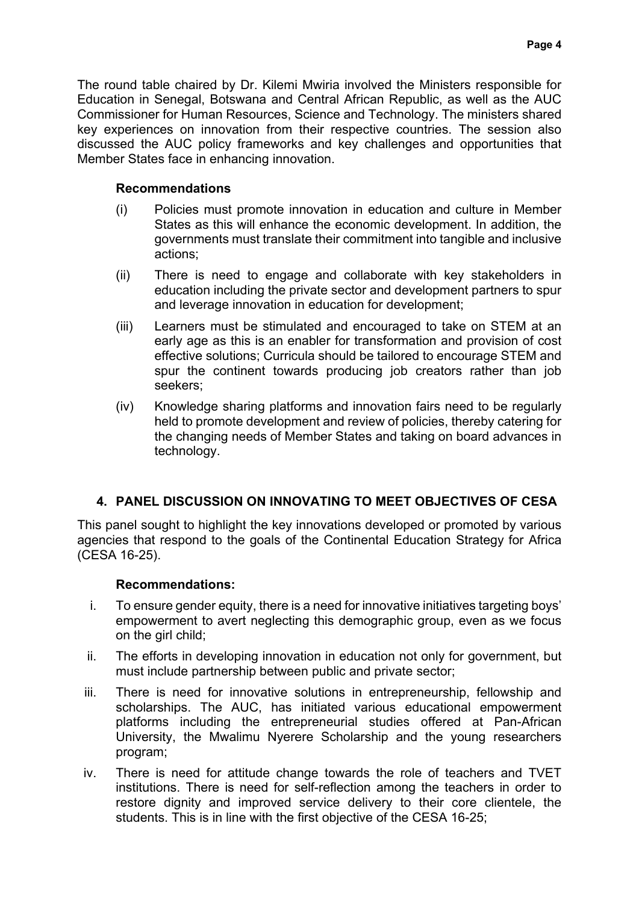The round table chaired by Dr. Kilemi Mwiria involved the Ministers responsible for Education in Senegal, Botswana and Central African Republic, as well as the AUC Commissioner for Human Resources, Science and Technology. The ministers shared key experiences on innovation from their respective countries. The session also discussed the AUC policy frameworks and key challenges and opportunities that Member States face in enhancing innovation.

**Recommendations**

(i) Policies must promote innovation in education and culture in Member States as this will enhance the economic development. In addition, the governments must translate their commitment into tangible and inclusive actions;

(ii) There is need to engage and collaborate with key stakeholders in education including the private sector and development partners to spur and leverage innovation in education for development;

(iii) Learners must be stimulated and encouraged to take on STEM at an early age as this is an enabler for transformation and provision of cost effective solutions; Curricula should be tailored to encourage STEM and spur the continent towards producing job creators rather than job seekers;

(iv) Knowledge sharing platforms and innovation fairs need to be regularly held to promote development and review of policies, thereby catering for the changing needs of Member States and taking on board advances in technology.

## 4. PANEL DISCUSSION ON INNOVATING TO MEET OBJECTIVES OF CESA

This panel sought to highlight the key innovations developed or promoted by various agencies that respond to the goals of the Continental Education Strategy for Africa (CESA 16-25).

**Recommendations:**

i. To ensure gender equity, there is a need for innovative initiatives targeting boys' empowerment to avert neglecting this demographic group, even as we focus on the girl child;

ii. The efforts in developing innovation in education not only for government, but must include partnership between public and private sector;

iii. There is need for innovative solutions in entrepreneurship, fellowship and scholarships. The AUC, has initiated various educational empowerment platforms including the entrepreneurial studies offered at Pan-African University, the Mwalimu Nyerere Scholarship and the young researchers program;

iv. There is need for attitude change towards the role of teachers and TVET institutions. There is need for self-reflection among the teachers in order to restore dignity and improved service delivery to their core clientele, the students. This is in line with the first objective of the CESA 16-25;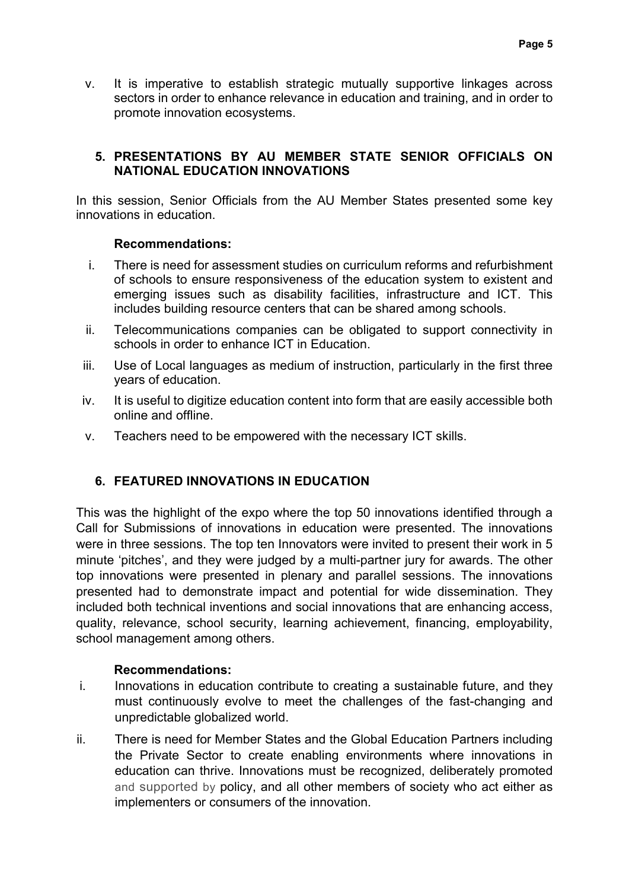v. It is imperative to establish strategic mutually supportive linkages across sectors in order to enhance relevance in education and training, and in order to promote innovation ecosystems.

## 5. PRESENTATIONS BY AU MEMBER STATE SENIOR OFFICIALS ON NATIONAL EDUCATION INNOVATIONS

In this session, Senior Officials from the AU Member States presented some key innovations in education.

**Recommendations:**

i. There is need for assessment studies on curriculum reforms and refurbishment of schools to ensure responsiveness of the education system to existent and emerging issues such as disability facilities, infrastructure and ICT. This includes building resource centers that can be shared among schools.

ii. Telecommunications companies can be obligated to support connectivity in schools in order to enhance ICT in Education.

iii. Use of Local languages as medium of instruction, particularly in the first three years of education.

iv. It is useful to digitize education content into form that are easily accessible both online and offline.

v. Teachers need to be empowered with the necessary ICT skills.

## 6. FEATURED INNOVATIONS IN EDUCATION

This was the highlight of the expo where the top 50 innovations identified through a Call for Submissions of innovations in education were presented. The innovations were in three sessions. The top ten Innovators were invited to present their work in 5 minute 'pitches', and they were judged by a multi-partner jury for awards. The other top innovations were presented in plenary and parallel sessions. The innovations presented had to demonstrate impact and potential for wide dissemination. They included both technical inventions and social innovations that are enhancing access, quality, relevance, school security, learning achievement, financing, employability, school management among others.

**Recommendations:**

i. Innovations in education contribute to creating a sustainable future, and they must continuously evolve to meet the challenges of the fast-changing and unpredictable globalized world.

ii. There is need for Member States and the Global Education Partners including the Private Sector to create enabling environments where innovations in education can thrive. Innovations must be recognized, deliberately promoted and supported by policy, and all other members of society who act either as implementers or consumers of the innovation.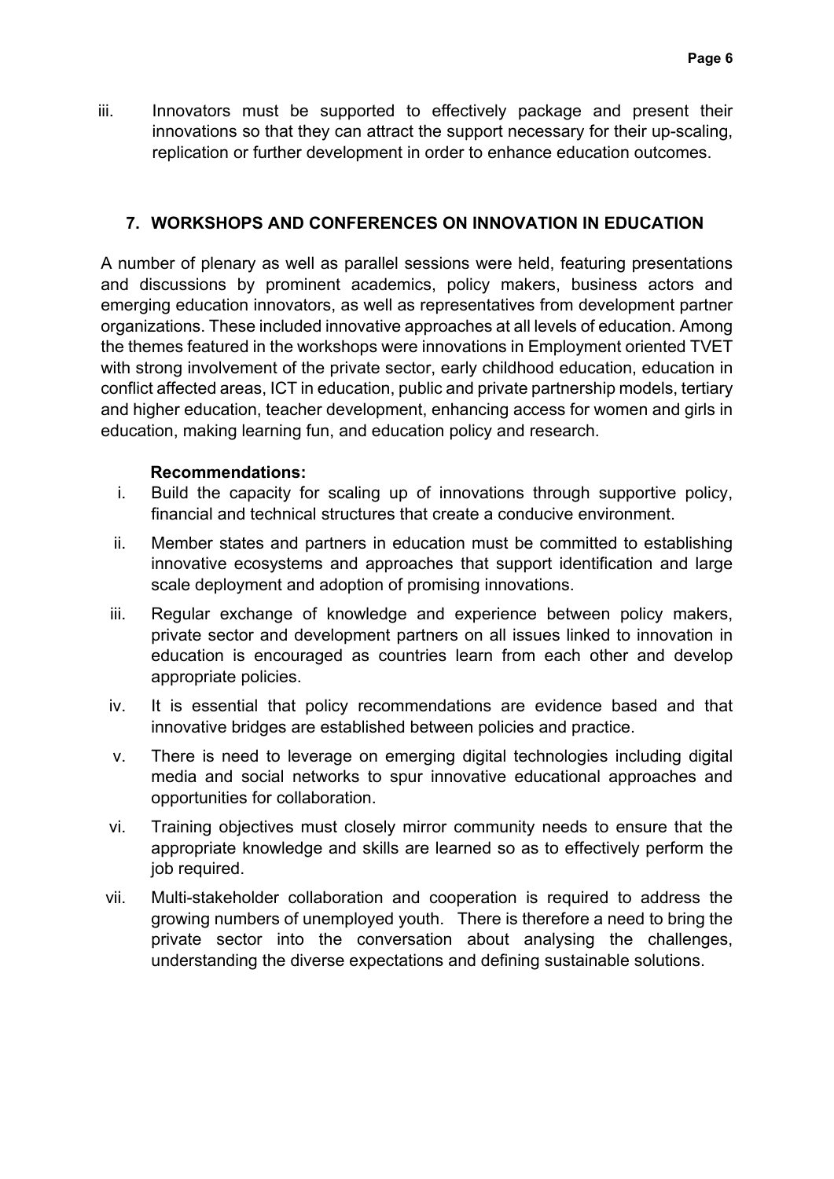iii. Innovators must be supported to effectively package and present their innovations so that they can attract the support necessary for their up-scaling, replication or further development in order to enhance education outcomes.

## 7. WORKSHOPS AND CONFERENCES ON INNOVATION IN EDUCATION

A number of plenary as well as parallel sessions were held, featuring presentations and discussions by prominent academics, policy makers, business actors and emerging education innovators, as well as representatives from development partner organizations. These included innovative approaches at all levels of education. Among the themes featured in the workshops were innovations in Employment oriented TVET with strong involvement of the private sector, early childhood education, education in conflict affected areas, ICT in education, public and private partnership models, tertiary and higher education, teacher development, enhancing access for women and girls in education, making learning fun, and education policy and research.

**Recommendations:**

i. Build the capacity for scaling up of innovations through supportive policy, financial and technical structures that create a conducive environment.

ii. Member states and partners in education must be committed to establishing innovative ecosystems and approaches that support identification and large scale deployment and adoption of promising innovations.

iii. Regular exchange of knowledge and experience between policy makers, private sector and development partners on all issues linked to innovation in education is encouraged as countries learn from each other and develop appropriate policies.

iv. It is essential that policy recommendations are evidence based and that innovative bridges are established between policies and practice.

v. There is need to leverage on emerging digital technologies including digital media and social networks to spur innovative educational approaches and opportunities for collaboration.

vi. Training objectives must closely mirror community needs to ensure that the appropriate knowledge and skills are learned so as to effectively perform the job required.

vii. Multi-stakeholder collaboration and cooperation is required to address the growing numbers of unemployed youth. There is therefore a need to bring the private sector into the conversation about analysing the challenges, understanding the diverse expectations and defining sustainable solutions.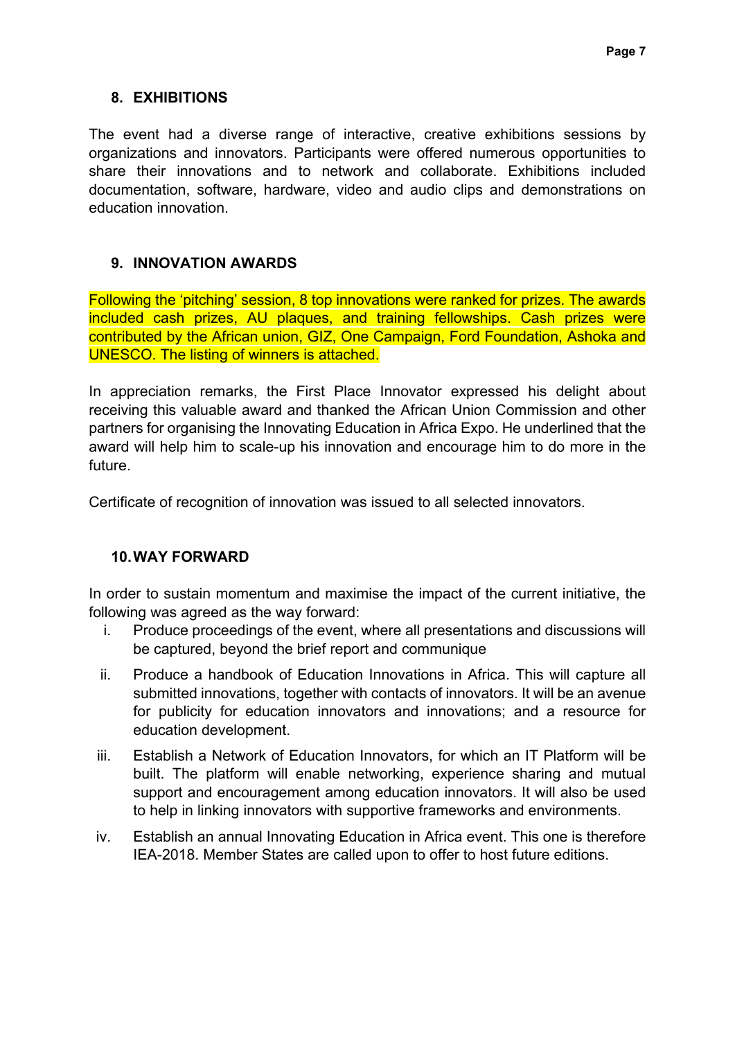## 8. EXHIBITIONS

The event had a diverse range of interactive, creative exhibitions sessions by organizations and innovators. Participants were offered numerous opportunities to share their innovations and to network and collaborate. Exhibitions included documentation, software, hardware, video and audio clips and demonstrations on education innovation.

## 9. INNOVATION AWARDS

Following the 'pitching' session, 8 top innovations were ranked for prizes. The awards included cash prizes, AU plaques, and training fellowships. Cash prizes were contributed by the African union, GIZ, One Campaign, Ford Foundation, Ashoka and UNESCO. The listing of winners is attached.

In appreciation remarks, the First Place Innovator expressed his delight about receiving this valuable award and thanked the African Union Commission and other partners for organising the Innovating Education in Africa Expo. He underlined that the award will help him to scale-up his innovation and encourage him to do more in the future.

Certificate of recognition of innovation was issued to all selected innovators.

## 10. WAY FORWARD

In order to sustain momentum and maximise the impact of the current initiative, the following was agreed as the way forward:

i. Produce proceedings of the event, where all presentations and discussions will be captured, beyond the brief report and communique

ii. Produce a handbook of Education Innovations in Africa. This will capture all submitted innovations, together with contacts of innovators. It will be an avenue for publicity for education innovators and innovations; and a resource for education development.

iii. Establish a Network of Education Innovators, for which an IT Platform will be built. The platform will enable networking, experience sharing and mutual support and encouragement among education innovators. It will also be used to help in linking innovators with supportive frameworks and environments.

iv. Establish an annual Innovating Education in Africa event. This one is therefore IEA-2018. Member States are called upon to offer to host future editions.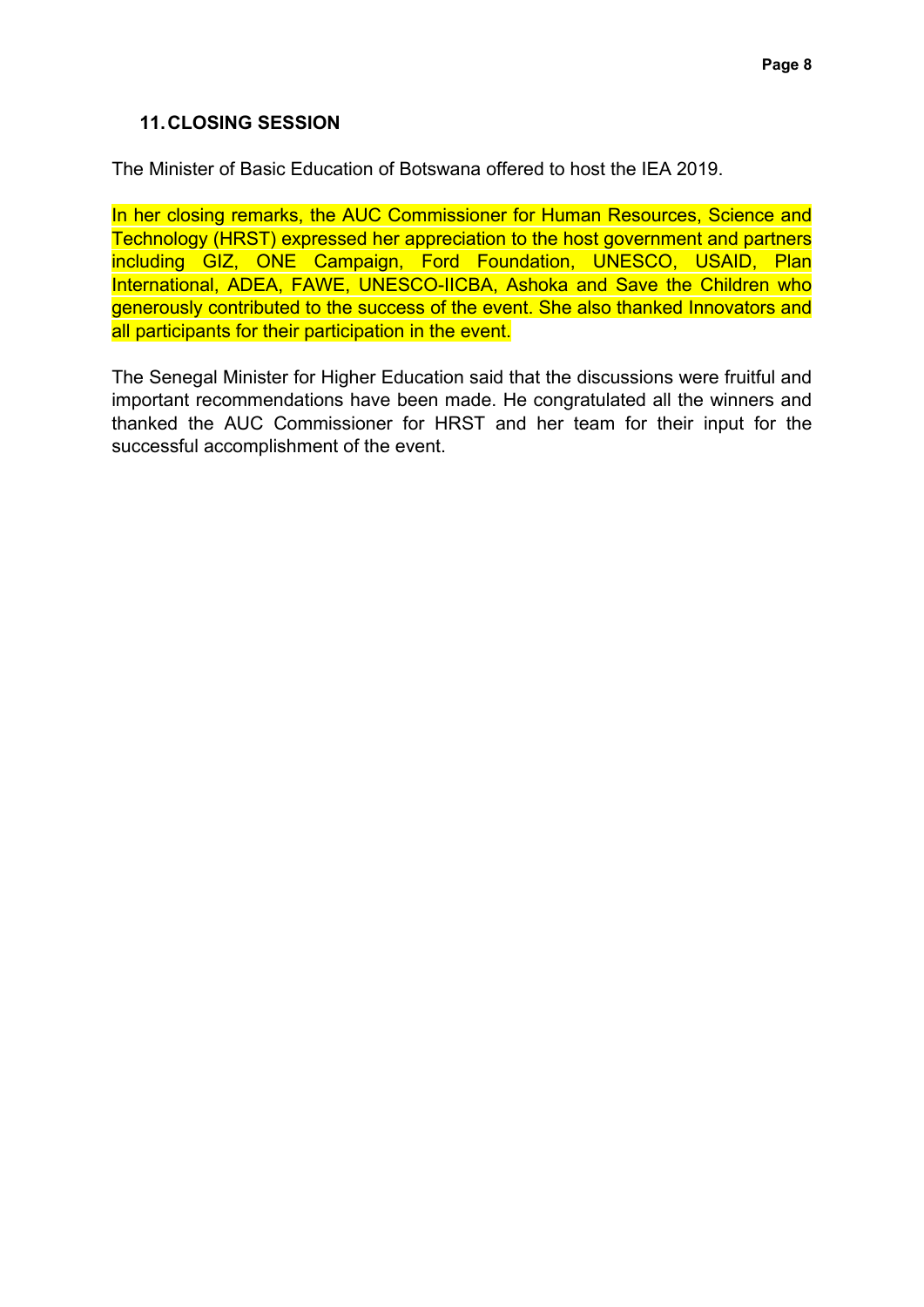## 11. CLOSING SESSION

The Minister of Basic Education of Botswana offered to host the IEA 2019.

In her closing remarks, the AUC Commissioner for Human Resources, Science and Technology (HRST) expressed her appreciation to the host government and partners including GIZ, ONE Campaign, Ford Foundation, UNESCO, USAID, Plan International, ADEA, FAWE, UNESCO-IICBA, Ashoka and Save the Children who generously contributed to the success of the event. She also thanked Innovators and all participants for their participation in the event.

The Senegal Minister for Higher Education said that the discussions were fruitful and important recommendations have been made. He congratulated all the winners and thanked the AUC Commissioner for HRST and her team for their input for the successful accomplishment of the event.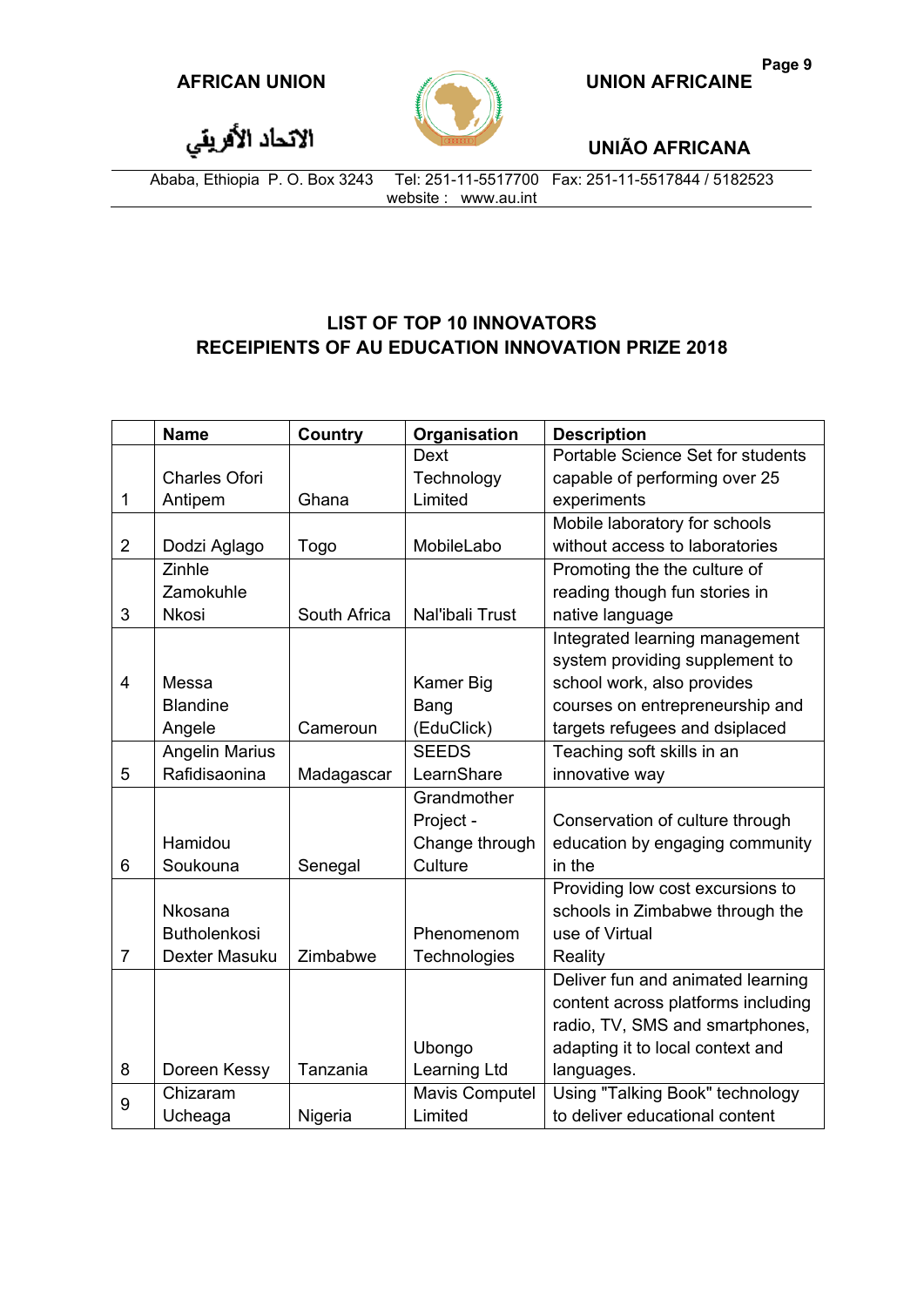# LIST OF TOP 10 INNOVATORS
# RECEIPIENTS OF AU EDUCATION INNOVATION PRIZE 2018

| | Name | Country | Organisation | Description |
|---|---|---|---|---|
| 1 | Charles Ofori Antipem | Ghana | Dext Technology Limited | Portable Science Set for students capable of performing over 25 experiments |
| 2 | Dodzi Aglago | Togo | MobileLabo | Mobile laboratory for schools without access to laboratories |
| 3 | Zinhle Zamokuhle Nkosi | South Africa | Nal'ibali Trust | Promoting the the culture of reading though fun stories in native language |
| 4 | Messa Blandine Angele | Cameroun | Kamer Big Bang (EduClick) | Integrated learning management system providing supplement to school work, also provides courses on entrepreneurship and targets refugees and dsiplaced |
| 5 | Angelin Marius Rafidisaonina | Madagascar | SEEDS LearnShare | Teaching soft skills in an innovative way |
| 6 | Hamidou Soukouna | Senegal | Grandmother Project - Change through Culture | Conservation of culture through education by engaging community in the |
| 7 | Nkosana Butholenkosi Dexter Masuku | Zimbabwe | Phenomenom Technologies | Providing low cost excursions to schools in Zimbabwe through the use of Virtual Reality |
| 8 | Doreen Kessy | Tanzania | Ubongo Learning Ltd | Deliver fun and animated learning content across platforms including radio, TV, SMS and smartphones, adapting it to local context and languages. |
| 9 | Chizaram Ucheaga | Nigeria | Mavis Computel Limited | Using "Talking Book" technology to deliver educational content |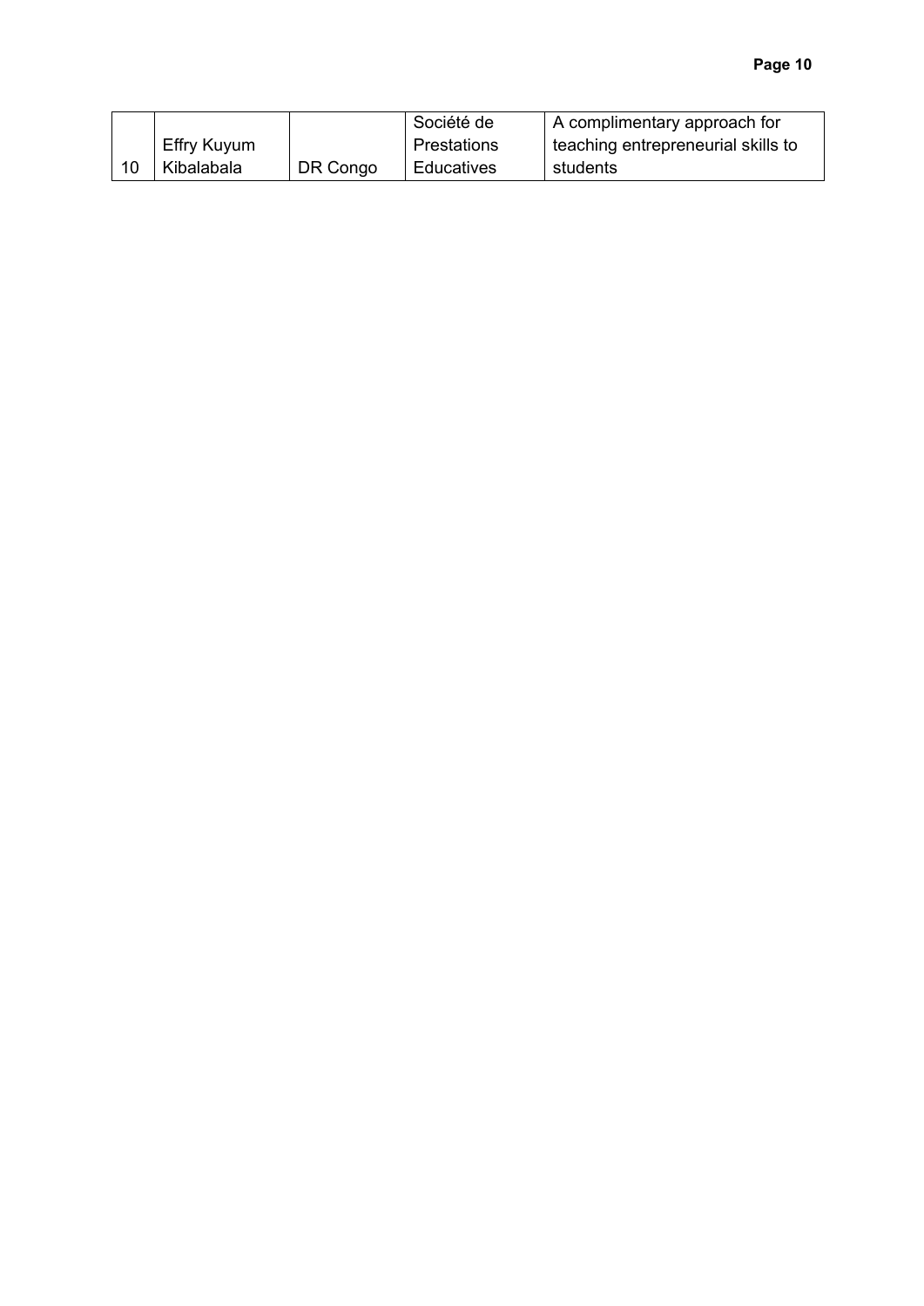| | | | | |
|---|---|---|---|---|
| 10 | Effry Kuyum Kibalabala | DR Congo | Société de Prestations Educatives | A complimentary approach for teaching entrepreneurial skills to students |